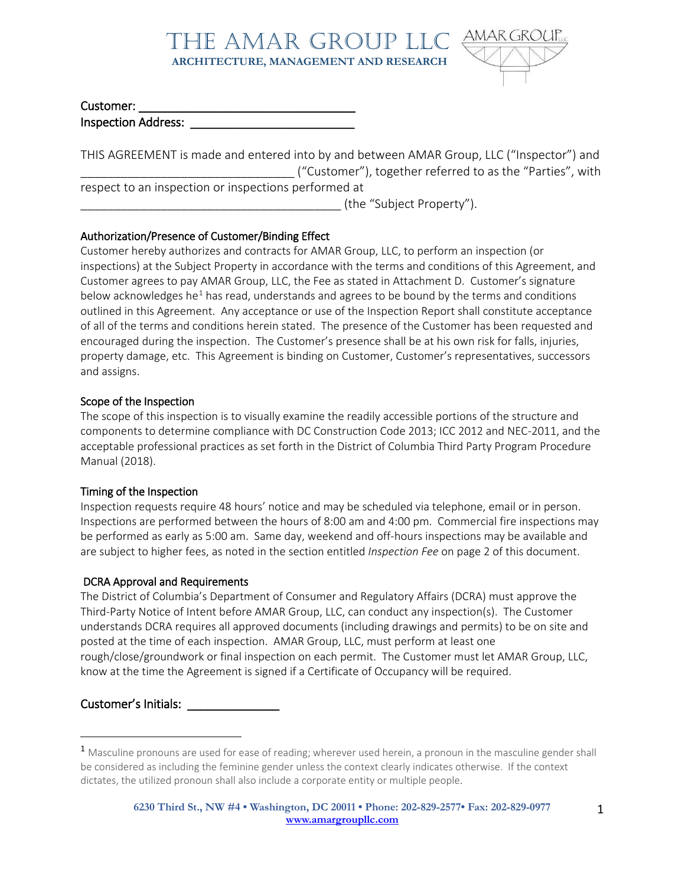# THE AMAR GROUP LLC

**ARCHITECTURE, MANAGEMENT AND RESEARCH**

Customer: ________________________________
Inspection Address: ________________________

THIS AGREEMENT is made and entered into by and between AMAR Group, LLC ("Inspector") and ________________________________ ("Customer"), together referred to as the "Parties", with respect to an inspection or inspections performed at ________________________________________ (the "Subject Property").

## Authorization/Presence of Customer/Binding Effect

Customer hereby authorizes and contracts for AMAR Group, LLC, to perform an inspection (or inspections) at the Subject Property in accordance with the terms and conditions of this Agreement, and Customer agrees to pay AMAR Group, LLC, the Fee as stated in Attachment D. Customer's signature below acknowledges he[1] has read, understands and agrees to be bound by the terms and conditions outlined in this Agreement. Any acceptance or use of the Inspection Report shall constitute acceptance of all of the terms and conditions herein stated. The presence of the Customer has been requested and encouraged during the inspection. The Customer's presence shall be at his own risk for falls, injuries, property damage, etc. This Agreement is binding on Customer, Customer's representatives, successors and assigns.

## Scope of the Inspection

The scope of this inspection is to visually examine the readily accessible portions of the structure and components to determine compliance with DC Construction Code 2013; ICC 2012 and NEC-2011, and the acceptable professional practices as set forth in the District of Columbia Third Party Program Procedure Manual (2018).

## Timing of the Inspection

Inspection requests require 48 hours' notice and may be scheduled via telephone, email or in person. Inspections are performed between the hours of 8:00 am and 4:00 pm. Commercial fire inspections may be performed as early as 5:00 am. Same day, weekend and off-hours inspections may be available and are subject to higher fees, as noted in the section entitled *Inspection Fee* on page 2 of this document.

## DCRA Approval and Requirements

The District of Columbia's Department of Consumer and Regulatory Affairs (DCRA) must approve the Third-Party Notice of Intent before AMAR Group, LLC, can conduct any inspection(s). The Customer understands DCRA requires all approved documents (including drawings and permits) to be on site and posted at the time of each inspection. AMAR Group, LLC, must perform at least one rough/close/groundwork or final inspection on each permit. The Customer must let AMAR Group, LLC, know at the time the Agreement is signed if a Certificate of Occupancy will be required.

Customer's Initials: ______________

[1] Masculine pronouns are used for ease of reading; wherever used herein, a pronoun in the masculine gender shall be considered as including the feminine gender unless the context clearly indicates otherwise. If the context dictates, the utilized pronoun shall also include a corporate entity or multiple people.

6230 Third St., NW #4 • Washington, DC 20011 • Phone: 202-829-2577• Fax: 202-829-0977
www.amargroupllc.com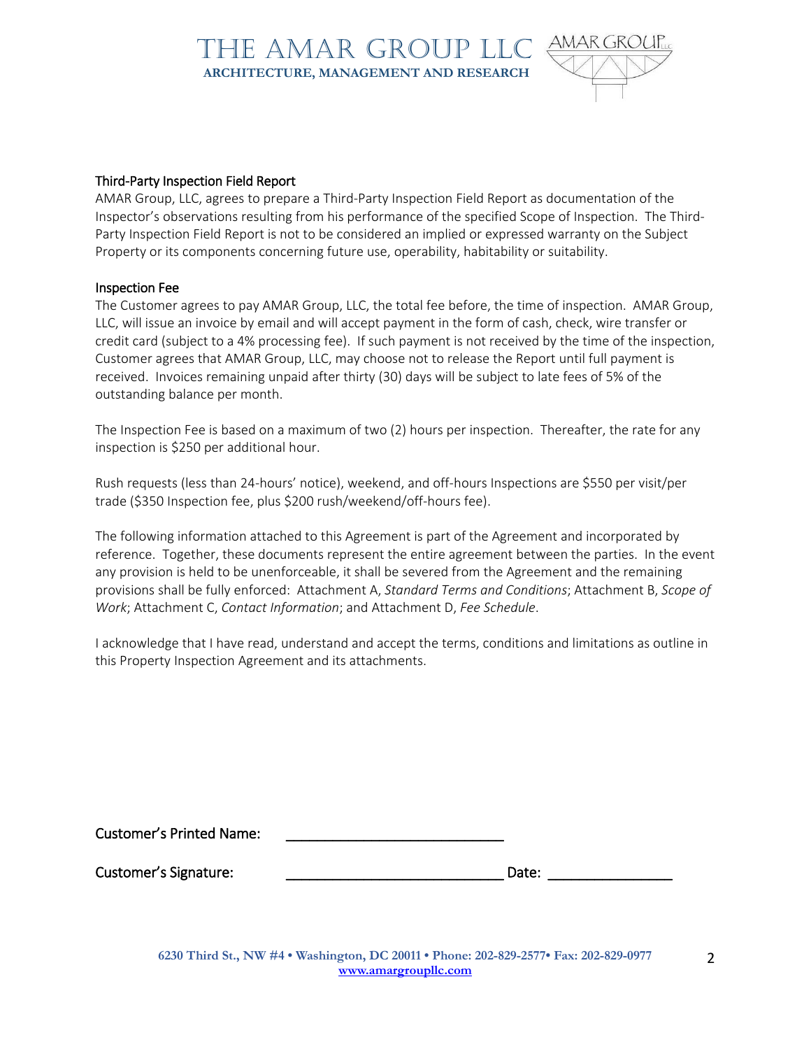### Third-Party Inspection Field Report

AMAR Group, LLC, agrees to prepare a Third-Party Inspection Field Report as documentation of the Inspector's observations resulting from his performance of the specified Scope of Inspection. The Third-Party Inspection Field Report is not to be considered an implied or expressed warranty on the Subject Property or its components concerning future use, operability, habitability or suitability.

### Inspection Fee

The Customer agrees to pay AMAR Group, LLC, the total fee before, the time of inspection. AMAR Group, LLC, will issue an invoice by email and will accept payment in the form of cash, check, wire transfer or credit card (subject to a 4% processing fee). If such payment is not received by the time of the inspection, Customer agrees that AMAR Group, LLC, may choose not to release the Report until full payment is received. Invoices remaining unpaid after thirty (30) days will be subject to late fees of 5% of the outstanding balance per month.

The Inspection Fee is based on a maximum of two (2) hours per inspection. Thereafter, the rate for any inspection is $250 per additional hour.

Rush requests (less than 24-hours' notice), weekend, and off-hours Inspections are $550 per visit/per trade ($350 Inspection fee, plus $200 rush/weekend/off-hours fee).

The following information attached to this Agreement is part of the Agreement and incorporated by reference. Together, these documents represent the entire agreement between the parties. In the event any provision is held to be unenforceable, it shall be severed from the Agreement and the remaining provisions shall be fully enforced: Attachment A, *Standard Terms and Conditions*; Attachment B, *Scope of Work*; Attachment C, *Contact Information*; and Attachment D, *Fee Schedule*.

I acknowledge that I have read, understand and accept the terms, conditions and limitations as outline in this Property Inspection Agreement and its attachments.

Customer's Printed Name: ____________________________

Customer's Signature: ____________________________ Date: ________________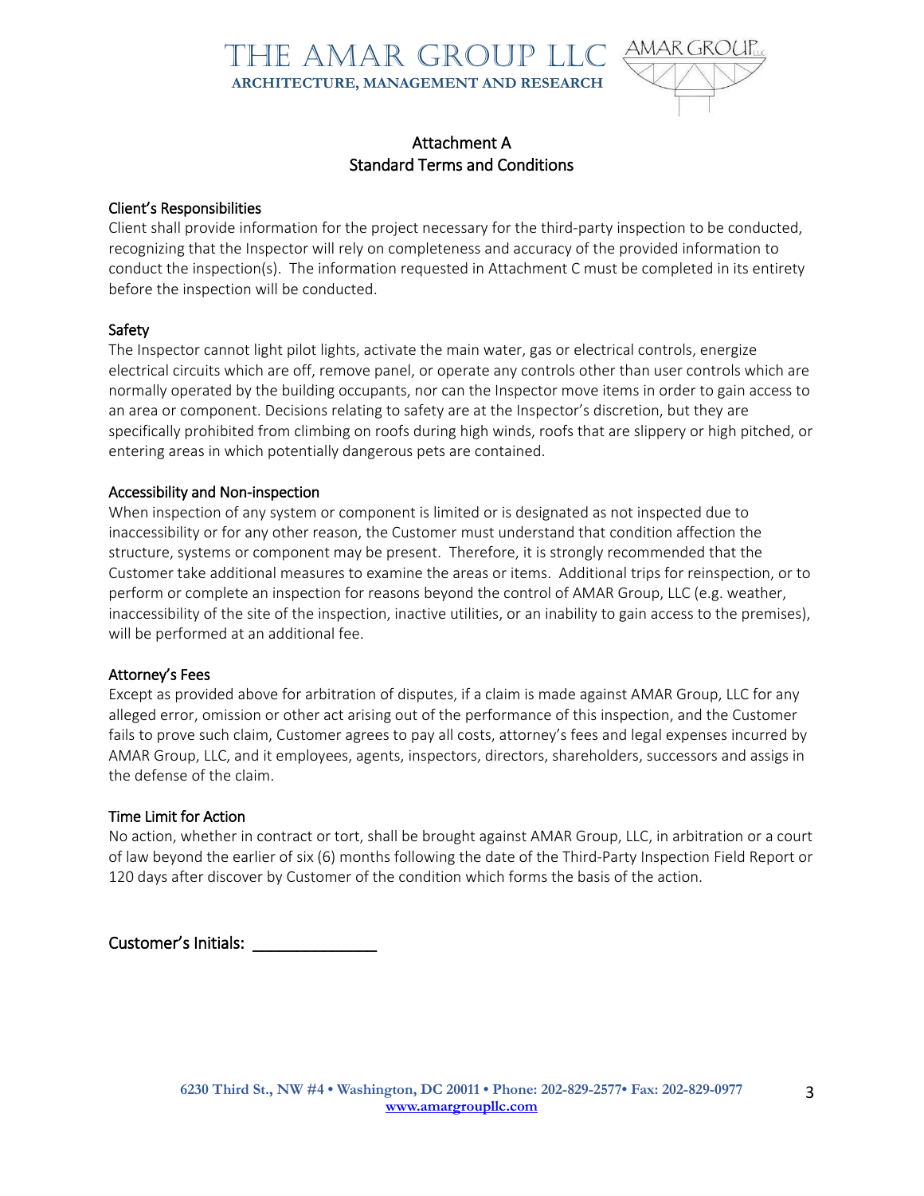# THE AMAR GROUP LLC

**ARCHITECTURE, MANAGEMENT AND RESEARCH**

## Attachment A
## Standard Terms and Conditions

### Client's Responsibilities

Client shall provide information for the project necessary for the third-party inspection to be conducted, recognizing that the Inspector will rely on completeness and accuracy of the provided information to conduct the inspection(s). The information requested in Attachment C must be completed in its entirety before the inspection will be conducted.

### Safety

The Inspector cannot light pilot lights, activate the main water, gas or electrical controls, energize electrical circuits which are off, remove panel, or operate any controls other than user controls which are normally operated by the building occupants, nor can the Inspector move items in order to gain access to an area or component. Decisions relating to safety are at the Inspector's discretion, but they are specifically prohibited from climbing on roofs during high winds, roofs that are slippery or high pitched, or entering areas in which potentially dangerous pets are contained.

### Accessibility and Non-inspection

When inspection of any system or component is limited or is designated as not inspected due to inaccessibility or for any other reason, the Customer must understand that condition affection the structure, systems or component may be present. Therefore, it is strongly recommended that the Customer take additional measures to examine the areas or items. Additional trips for reinspection, or to perform or complete an inspection for reasons beyond the control of AMAR Group, LLC (e.g. weather, inaccessibility of the site of the inspection, inactive utilities, or an inability to gain access to the premises), will be performed at an additional fee.

### Attorney's Fees

Except as provided above for arbitration of disputes, if a claim is made against AMAR Group, LLC for any alleged error, omission or other act arising out of the performance of this inspection, and the Customer fails to prove such claim, Customer agrees to pay all costs, attorney's fees and legal expenses incurred by AMAR Group, LLC, and it employees, agents, inspectors, directors, shareholders, successors and assigs in the defense of the claim.

### Time Limit for Action

No action, whether in contract or tort, shall be brought against AMAR Group, LLC, in arbitration or a court of law beyond the earlier of six (6) months following the date of the Third-Party Inspection Field Report or 120 days after discover by Customer of the condition which forms the basis of the action.

Customer's Initials: ______________

**6230 Third St., NW #4 • Washington, DC 20011 • Phone: 202-829-2577• Fax: 202-829-0977**
**www.amargroupllc.com**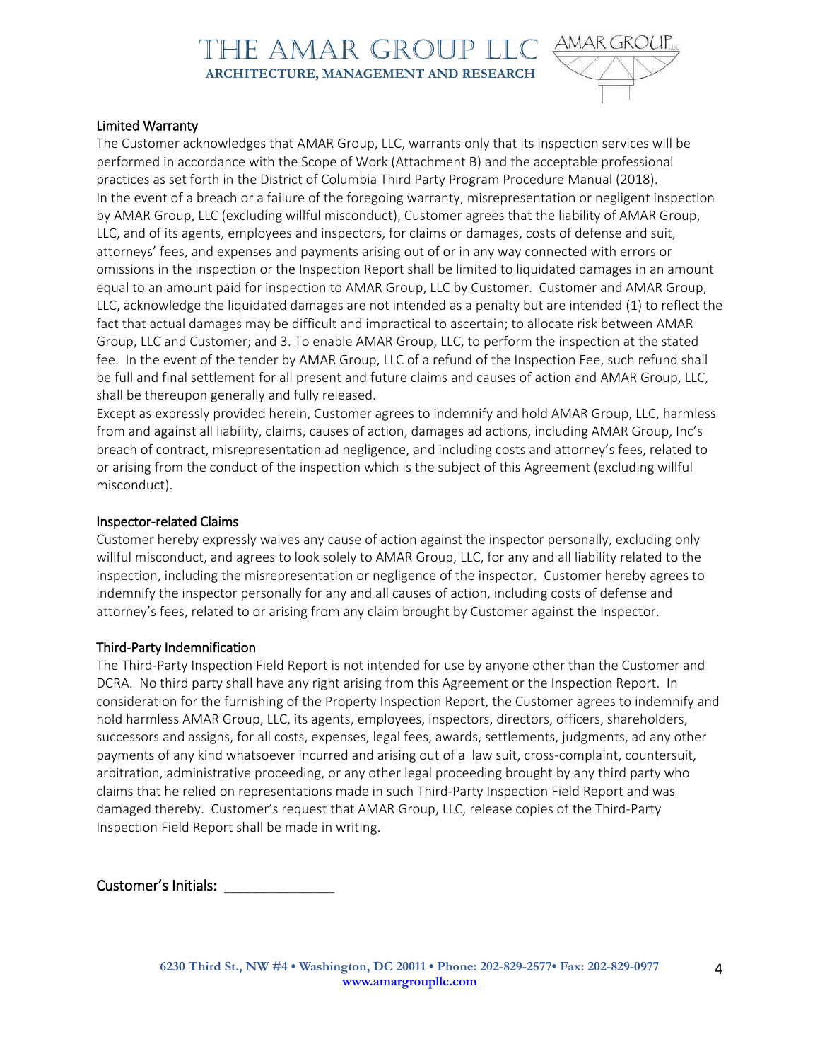### Limited Warranty

The Customer acknowledges that AMAR Group, LLC, warrants only that its inspection services will be performed in accordance with the Scope of Work (Attachment B) and the acceptable professional practices as set forth in the District of Columbia Third Party Program Procedure Manual (2018).
In the event of a breach or a failure of the foregoing warranty, misrepresentation or negligent inspection by AMAR Group, LLC (excluding willful misconduct), Customer agrees that the liability of AMAR Group, LLC, and of its agents, employees and inspectors, for claims or damages, costs of defense and suit, attorneys' fees, and expenses and payments arising out of or in any way connected with errors or omissions in the inspection or the Inspection Report shall be limited to liquidated damages in an amount equal to an amount paid for inspection to AMAR Group, LLC by Customer. Customer and AMAR Group, LLC, acknowledge the liquidated damages are not intended as a penalty but are intended (1) to reflect the fact that actual damages may be difficult and impractical to ascertain; to allocate risk between AMAR Group, LLC and Customer; and 3. To enable AMAR Group, LLC, to perform the inspection at the stated fee. In the event of the tender by AMAR Group, LLC of a refund of the Inspection Fee, such refund shall be full and final settlement for all present and future claims and causes of action and AMAR Group, LLC, shall be thereupon generally and fully released.
Except as expressly provided herein, Customer agrees to indemnify and hold AMAR Group, LLC, harmless from and against all liability, claims, causes of action, damages ad actions, including AMAR Group, Inc's breach of contract, misrepresentation ad negligence, and including costs and attorney's fees, related to or arising from the conduct of the inspection which is the subject of this Agreement (excluding willful misconduct).

### Inspector-related Claims

Customer hereby expressly waives any cause of action against the inspector personally, excluding only willful misconduct, and agrees to look solely to AMAR Group, LLC, for any and all liability related to the inspection, including the misrepresentation or negligence of the inspector. Customer hereby agrees to indemnify the inspector personally for any and all causes of action, including costs of defense and attorney's fees, related to or arising from any claim brought by Customer against the Inspector.

### Third-Party Indemnification

The Third-Party Inspection Field Report is not intended for use by anyone other than the Customer and DCRA. No third party shall have any right arising from this Agreement or the Inspection Report. In consideration for the furnishing of the Property Inspection Report, the Customer agrees to indemnify and hold harmless AMAR Group, LLC, its agents, employees, inspectors, directors, officers, shareholders, successors and assigns, for all costs, expenses, legal fees, awards, settlements, judgments, ad any other payments of any kind whatsoever incurred and arising out of a law suit, cross-complaint, countersuit, arbitration, administrative proceeding, or any other legal proceeding brought by any third party who claims that he relied on representations made in such Third-Party Inspection Field Report and was damaged thereby. Customer's request that AMAR Group, LLC, release copies of the Third-Party Inspection Field Report shall be made in writing.

Customer's Initials: ______________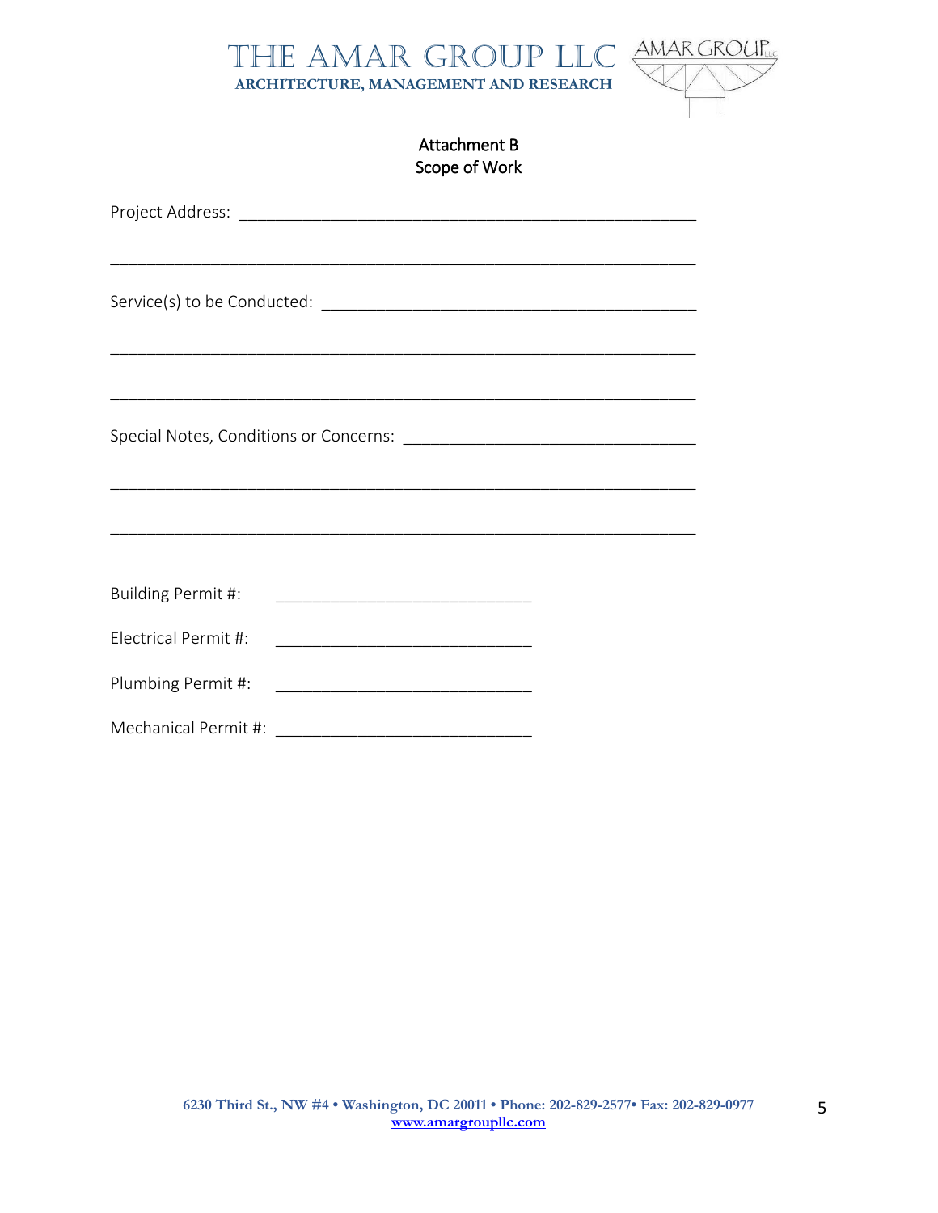# THE AMAR GROUP LLC

**ARCHITECTURE, MANAGEMENT AND RESEARCH**

## Attachment B
## Scope of Work

Project Address: ____________________________________________________

______________________________________________________________

Service(s) to be Conducted: ___________________________________________

______________________________________________________________

______________________________________________________________

Special Notes, Conditions or Concerns: ________________________________

______________________________________________________________

______________________________________________________________

Building Permit #: ____________________________

Electrical Permit #: ____________________________

Plumbing Permit #: ____________________________

Mechanical Permit #: ____________________________

**6230 Third St., NW #4 • Washington, DC 20011 • Phone: 202-829-2577• Fax: 202-829-0977**
**www.amargroupllc.com**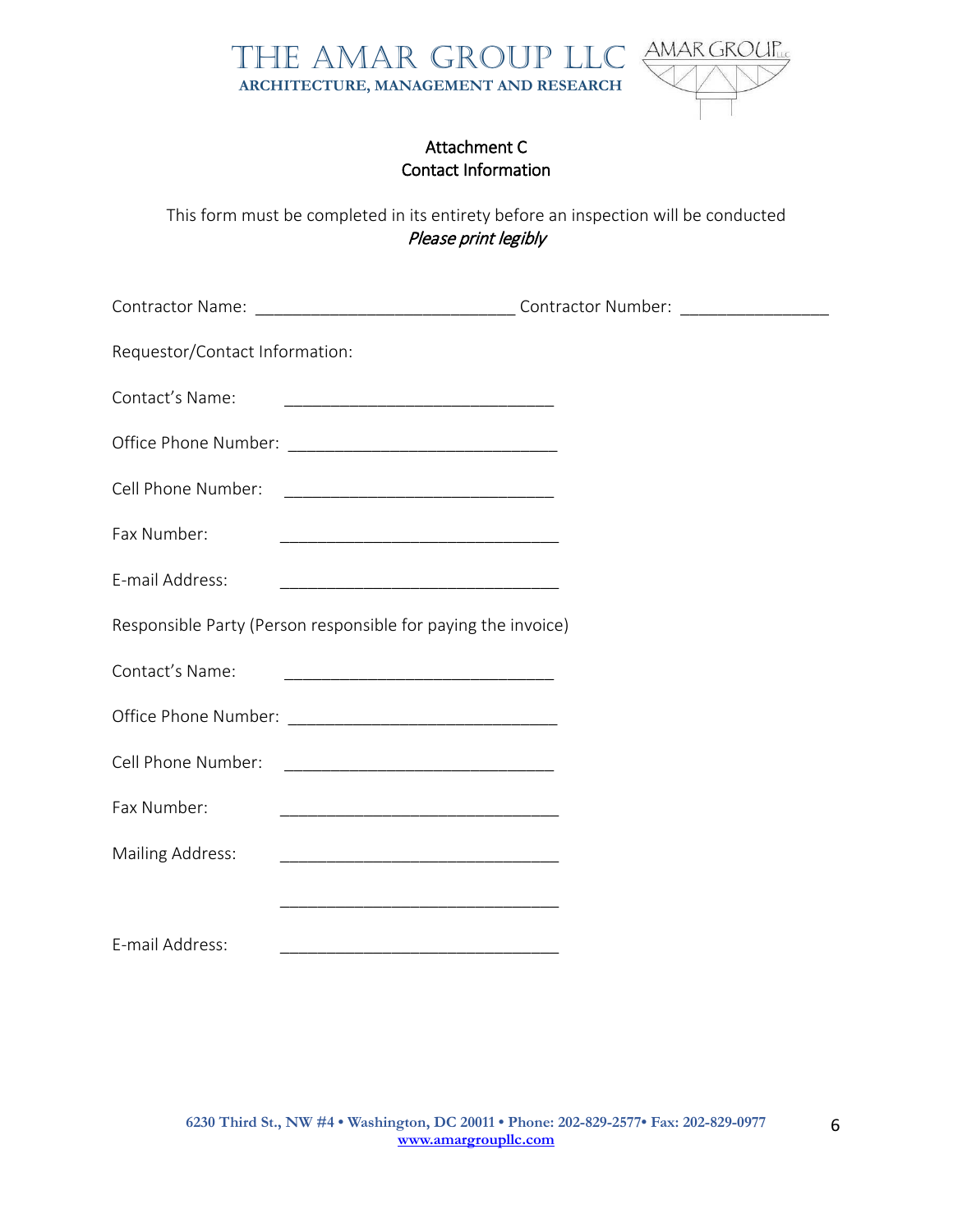# THE AMAR GROUP LLC
**ARCHITECTURE, MANAGEMENT AND RESEARCH**

## Attachment C
## Contact Information

This form must be completed in its entirety before an inspection will be conducted
*Please print legibly*

Contractor Name: ____________________________ Contractor Number: ________________

Requestor/Contact Information:

Contact's Name: _____________________________

Office Phone Number: _____________________________

Cell Phone Number: _____________________________

Fax Number: _____________________________

E-mail Address: _____________________________

Responsible Party (Person responsible for paying the invoice)

Contact's Name: _____________________________

Office Phone Number: _____________________________

Cell Phone Number: _____________________________

Fax Number: _____________________________

Mailing Address: _____________________________

_____________________________

E-mail Address: _____________________________

6230 Third St., NW #4 • Washington, DC 20011 • Phone: 202-829-2577• Fax: 202-829-0977
www.amargroupllc.com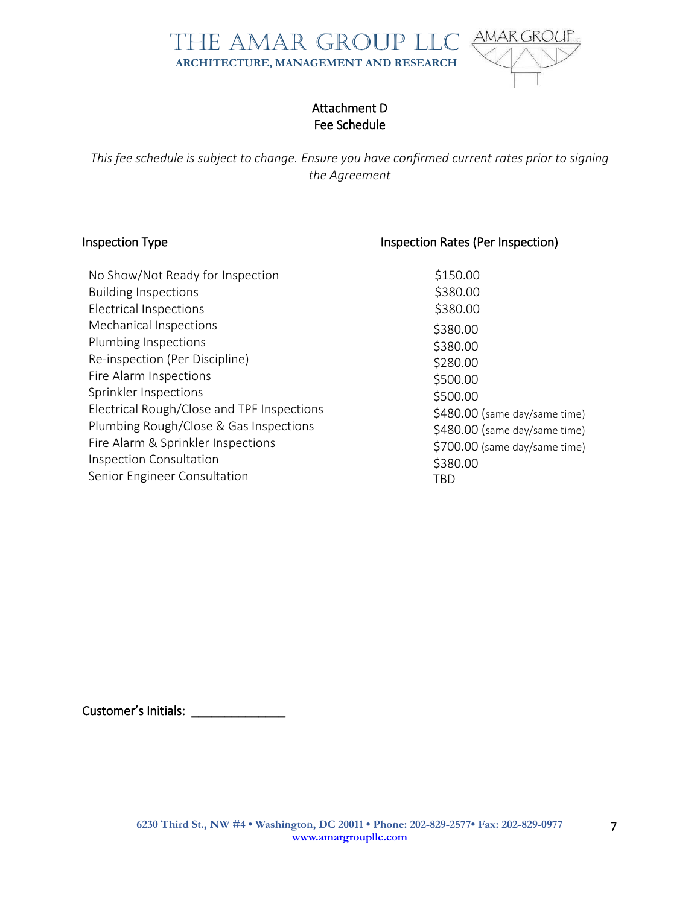# THE AMAR GROUP LLC

**ARCHITECTURE, MANAGEMENT AND RESEARCH**

## Attachment D
## Fee Schedule

*This fee schedule is subject to change. Ensure you have confirmed current rates prior to signing the Agreement*

| Inspection Type | Inspection Rates (Per Inspection) |
|---|---|
| No Show/Not Ready for Inspection | $150.00 |
| Building Inspections | $380.00 |
| Electrical Inspections | $380.00 |
| Mechanical Inspections | $380.00 |
| Plumbing Inspections | $380.00 |
| Re-inspection (Per Discipline) | $280.00 |
| Fire Alarm Inspections | $500.00 |
| Sprinkler Inspections | $500.00 |
| Electrical Rough/Close and TPF Inspections | $480.00 (same day/same time) |
| Plumbing Rough/Close & Gas Inspections | $480.00 (same day/same time) |
| Fire Alarm & Sprinkler Inspections | $700.00 (same day/same time) |
| Inspection Consultation | $380.00 |
| Senior Engineer Consultation | TBD |

Customer's Initials: _______________

**6230 Third St., NW #4 • Washington, DC 20011 • Phone: 202-829-2577• Fax: 202-829-0977**
**www.amargroupllc.com**